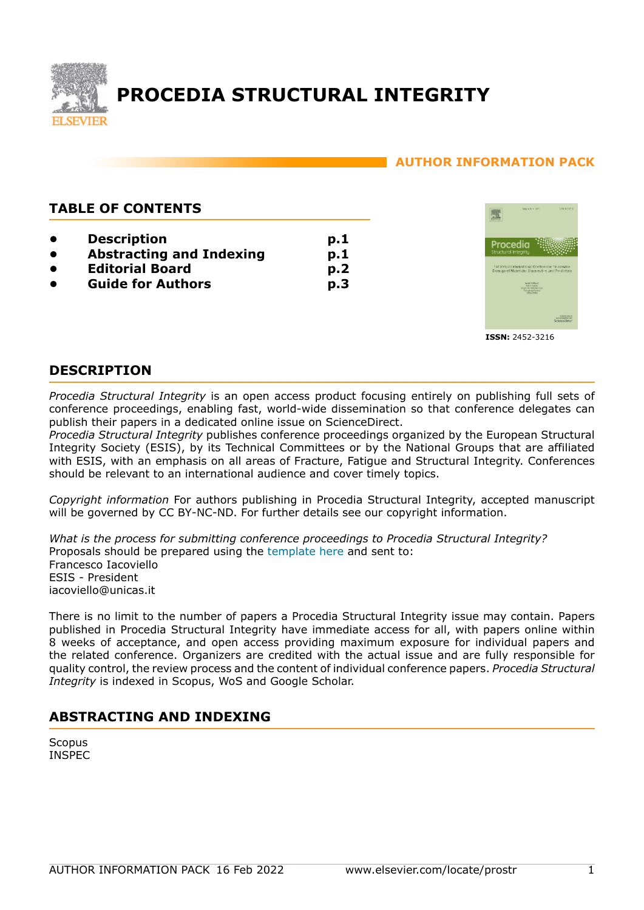# PROCEDIA STRUCTURAL INTEGRITY

**AUTHOR INFORMATION PACK**

## TABLE OF CONTENTS

- **Description** **p.1**
- **Abstracting and Indexing** **p.1**
- **Editorial Board** **p.2**
- **Guide for Authors** **p.3**

**ISSN:** 2452-3216

## DESCRIPTION

*Procedia Structural Integrity* is an open access product focusing entirely on publishing full sets of conference proceedings, enabling fast, world-wide dissemination so that conference delegates can publish their papers in a dedicated online issue on ScienceDirect.
*Procedia Structural Integrity* publishes conference proceedings organized by the European Structural Integrity Society (ESIS), by its Technical Committees or by the National Groups that are affiliated with ESIS, with an emphasis on all areas of Fracture, Fatigue and Structural Integrity. Conferences should be relevant to an international audience and cover timely topics.

*Copyright information* For authors publishing in Procedia Structural Integrity, accepted manuscript will be governed by CC BY-NC-ND. For further details see our copyright information.

*What is the process for submitting conference proceedings to Procedia Structural Integrity?*
Proposals should be prepared using the template here and sent to:
Francesco Iacoviello
ESIS - President
iacoviello@unicas.it

There is no limit to the number of papers a Procedia Structural Integrity issue may contain. Papers published in Procedia Structural Integrity have immediate access for all, with papers online within 8 weeks of acceptance, and open access providing maximum exposure for individual papers and the related conference. Organizers are credited with the actual issue and are fully responsible for quality control, the review process and the content of individual conference papers. *Procedia Structural Integrity* is indexed in Scopus, WoS and Google Scholar.

## ABSTRACTING AND INDEXING

Scopus
INSPEC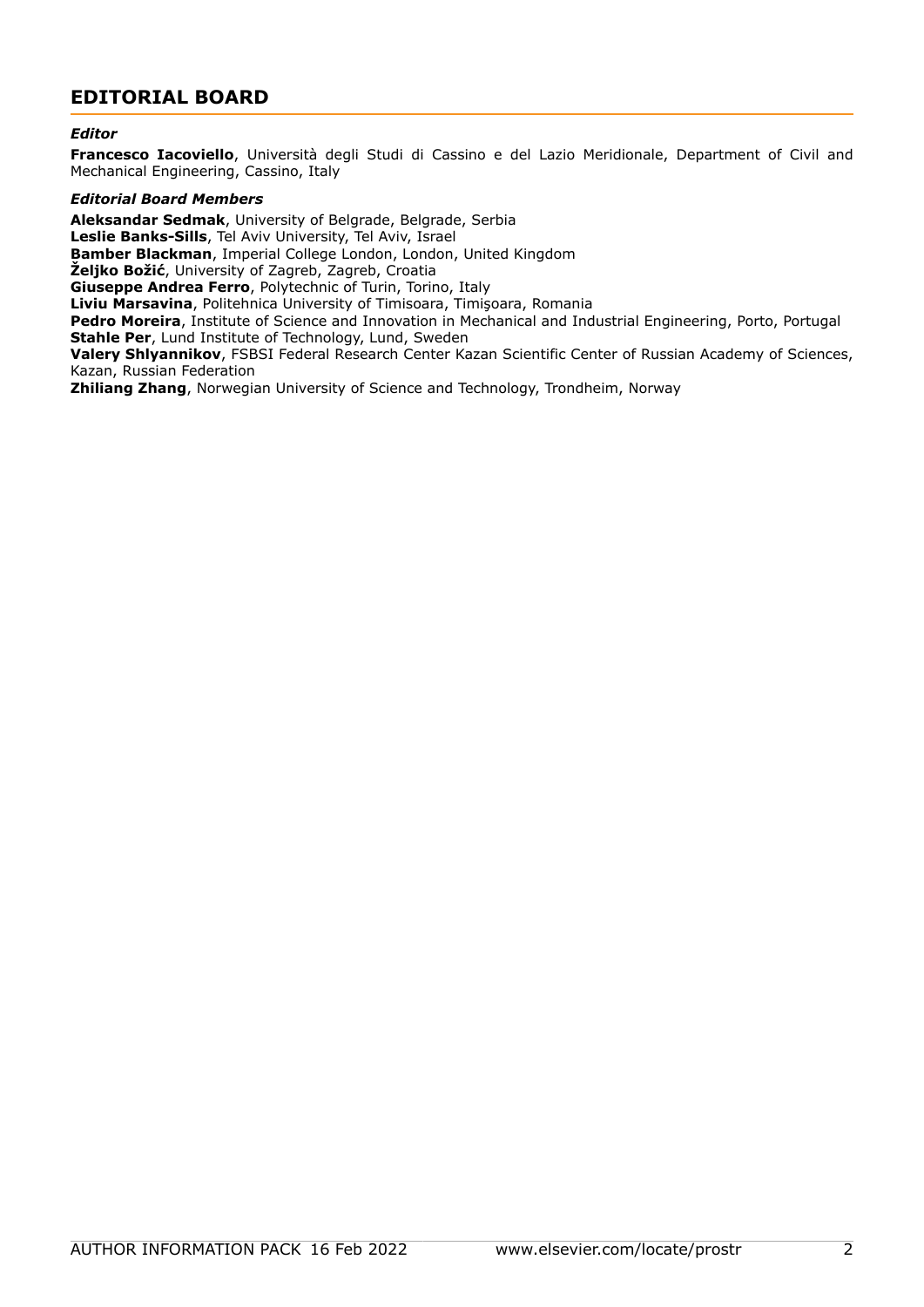# EDITORIAL BOARD

***Editor***

**Francesco Iacoviello**, Università degli Studi di Cassino e del Lazio Meridionale, Department of Civil and Mechanical Engineering, Cassino, Italy

***Editorial Board Members***

**Aleksandar Sedmak**, University of Belgrade, Belgrade, Serbia
**Leslie Banks-Sills**, Tel Aviv University, Tel Aviv, Israel
**Bamber Blackman**, Imperial College London, London, United Kingdom
**Željko Božić**, University of Zagreb, Zagreb, Croatia
**Giuseppe Andrea Ferro**, Polytechnic of Turin, Torino, Italy
**Liviu Marsavina**, Politehnica University of Timisoara, Timişoara, Romania
**Pedro Moreira**, Institute of Science and Innovation in Mechanical and Industrial Engineering, Porto, Portugal
**Stahle Per**, Lund Institute of Technology, Lund, Sweden
**Valery Shlyannikov**, FSBSI Federal Research Center Kazan Scientific Center of Russian Academy of Sciences, Kazan, Russian Federation
**Zhiliang Zhang**, Norwegian University of Science and Technology, Trondheim, Norway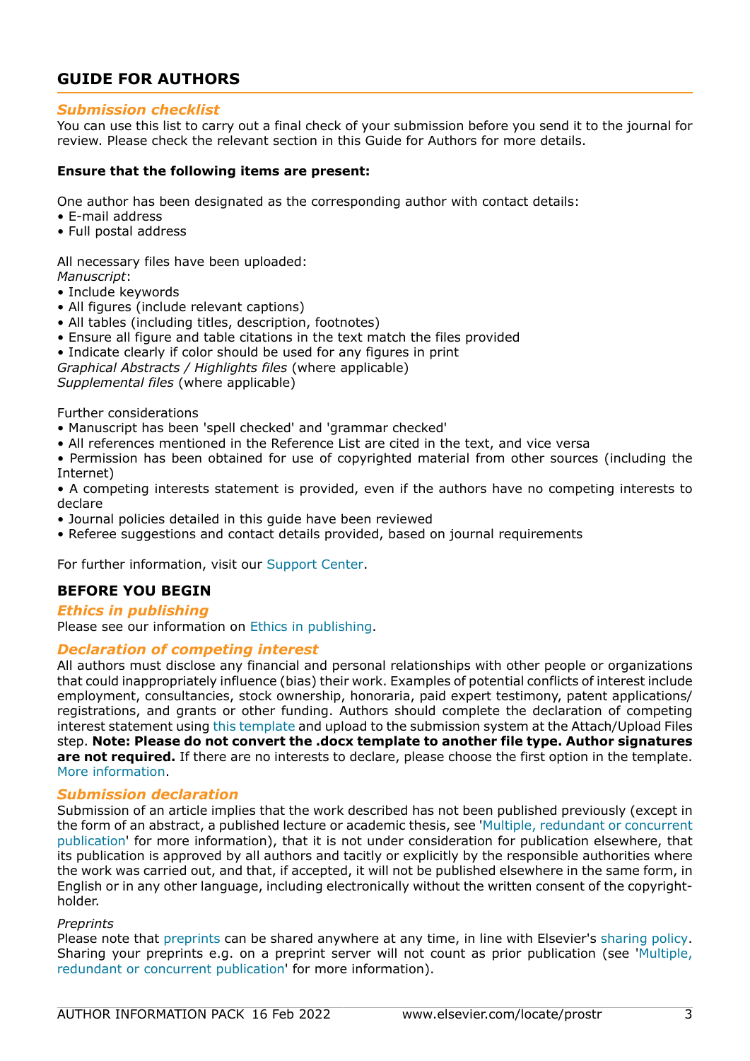# GUIDE FOR AUTHORS

### *Submission checklist*

You can use this list to carry out a final check of your submission before you send it to the journal for review. Please check the relevant section in this Guide for Authors for more details.

**Ensure that the following items are present:**

One author has been designated as the corresponding author with contact details:
- E-mail address
- Full postal address

All necessary files have been uploaded:
*Manuscript*:
- Include keywords
- All figures (include relevant captions)
- All tables (including titles, description, footnotes)
- Ensure all figure and table citations in the text match the files provided
- Indicate clearly if color should be used for any figures in print

*Graphical Abstracts / Highlights files* (where applicable)
*Supplemental files* (where applicable)

Further considerations
- Manuscript has been 'spell checked' and 'grammar checked'
- All references mentioned in the Reference List are cited in the text, and vice versa
- Permission has been obtained for use of copyrighted material from other sources (including the Internet)
- A competing interests statement is provided, even if the authors have no competing interests to declare
- Journal policies detailed in this guide have been reviewed
- Referee suggestions and contact details provided, based on journal requirements

For further information, visit our Support Center.

## BEFORE YOU BEGIN

### *Ethics in publishing*

Please see our information on Ethics in publishing.

### *Declaration of competing interest*

All authors must disclose any financial and personal relationships with other people or organizations that could inappropriately influence (bias) their work. Examples of potential conflicts of interest include employment, consultancies, stock ownership, honoraria, paid expert testimony, patent applications/ registrations, and grants or other funding. Authors should complete the declaration of competing interest statement using this template and upload to the submission system at the Attach/Upload Files step. **Note: Please do not convert the .docx template to another file type. Author signatures are not required.** If there are no interests to declare, please choose the first option in the template. More information.

### *Submission declaration*

Submission of an article implies that the work described has not been published previously (except in the form of an abstract, a published lecture or academic thesis, see 'Multiple, redundant or concurrent publication' for more information), that it is not under consideration for publication elsewhere, that its publication is approved by all authors and tacitly or explicitly by the responsible authorities where the work was carried out, and that, if accepted, it will not be published elsewhere in the same form, in English or in any other language, including electronically without the written consent of the copyright-holder.

*Preprints*

Please note that preprints can be shared anywhere at any time, in line with Elsevier's sharing policy. Sharing your preprints e.g. on a preprint server will not count as prior publication (see 'Multiple, redundant or concurrent publication' for more information).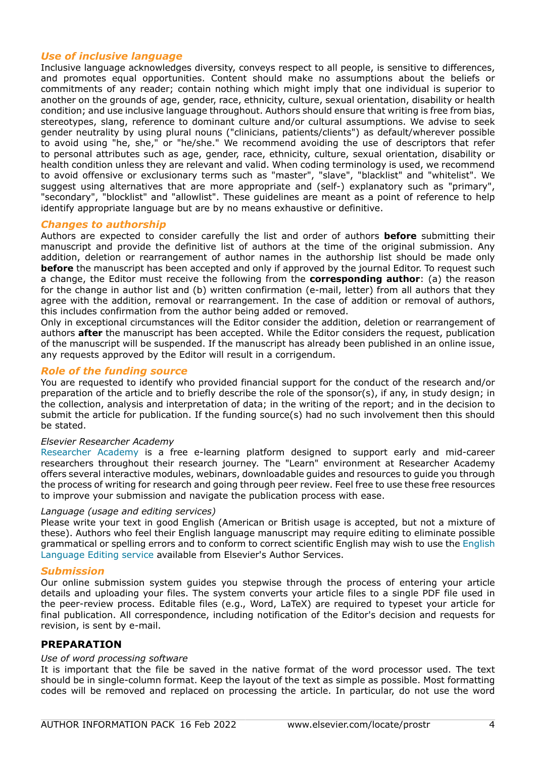### *Use of inclusive language*

Inclusive language acknowledges diversity, conveys respect to all people, is sensitive to differences, and promotes equal opportunities. Content should make no assumptions about the beliefs or commitments of any reader; contain nothing which might imply that one individual is superior to another on the grounds of age, gender, race, ethnicity, culture, sexual orientation, disability or health condition; and use inclusive language throughout. Authors should ensure that writing is free from bias, stereotypes, slang, reference to dominant culture and/or cultural assumptions. We advise to seek gender neutrality by using plural nouns ("clinicians, patients/clients") as default/wherever possible to avoid using "he, she," or "he/she." We recommend avoiding the use of descriptors that refer to personal attributes such as age, gender, race, ethnicity, culture, sexual orientation, disability or health condition unless they are relevant and valid. When coding terminology is used, we recommend to avoid offensive or exclusionary terms such as "master", "slave", "blacklist" and "whitelist". We suggest using alternatives that are more appropriate and (self-) explanatory such as "primary", "secondary", "blocklist" and "allowlist". These guidelines are meant as a point of reference to help identify appropriate language but are by no means exhaustive or definitive.

### *Changes to authorship*

Authors are expected to consider carefully the list and order of authors **before** submitting their manuscript and provide the definitive list of authors at the time of the original submission. Any addition, deletion or rearrangement of author names in the authorship list should be made only **before** the manuscript has been accepted and only if approved by the journal Editor. To request such a change, the Editor must receive the following from the **corresponding author**: (a) the reason for the change in author list and (b) written confirmation (e-mail, letter) from all authors that they agree with the addition, removal or rearrangement. In the case of addition or removal of authors, this includes confirmation from the author being added or removed.

Only in exceptional circumstances will the Editor consider the addition, deletion or rearrangement of authors **after** the manuscript has been accepted. While the Editor considers the request, publication of the manuscript will be suspended. If the manuscript has already been published in an online issue, any requests approved by the Editor will result in a corrigendum.

### *Role of the funding source*

You are requested to identify who provided financial support for the conduct of the research and/or preparation of the article and to briefly describe the role of the sponsor(s), if any, in study design; in the collection, analysis and interpretation of data; in the writing of the report; and in the decision to submit the article for publication. If the funding source(s) had no such involvement then this should be stated.

*Elsevier Researcher Academy*

Researcher Academy is a free e-learning platform designed to support early and mid-career researchers throughout their research journey. The "Learn" environment at Researcher Academy offers several interactive modules, webinars, downloadable guides and resources to guide you through the process of writing for research and going through peer review. Feel free to use these free resources to improve your submission and navigate the publication process with ease.

*Language (usage and editing services)*

Please write your text in good English (American or British usage is accepted, but not a mixture of these). Authors who feel their English language manuscript may require editing to eliminate possible grammatical or spelling errors and to conform to correct scientific English may wish to use the English Language Editing service available from Elsevier's Author Services.

### *Submission*

Our online submission system guides you stepwise through the process of entering your article details and uploading your files. The system converts your article files to a single PDF file used in the peer-review process. Editable files (e.g., Word, LaTeX) are required to typeset your article for final publication. All correspondence, including notification of the Editor's decision and requests for revision, is sent by e-mail.

## PREPARATION

*Use of word processing software*

It is important that the file be saved in the native format of the word processor used. The text should be in single-column format. Keep the layout of the text as simple as possible. Most formatting codes will be removed and replaced on processing the article. In particular, do not use the word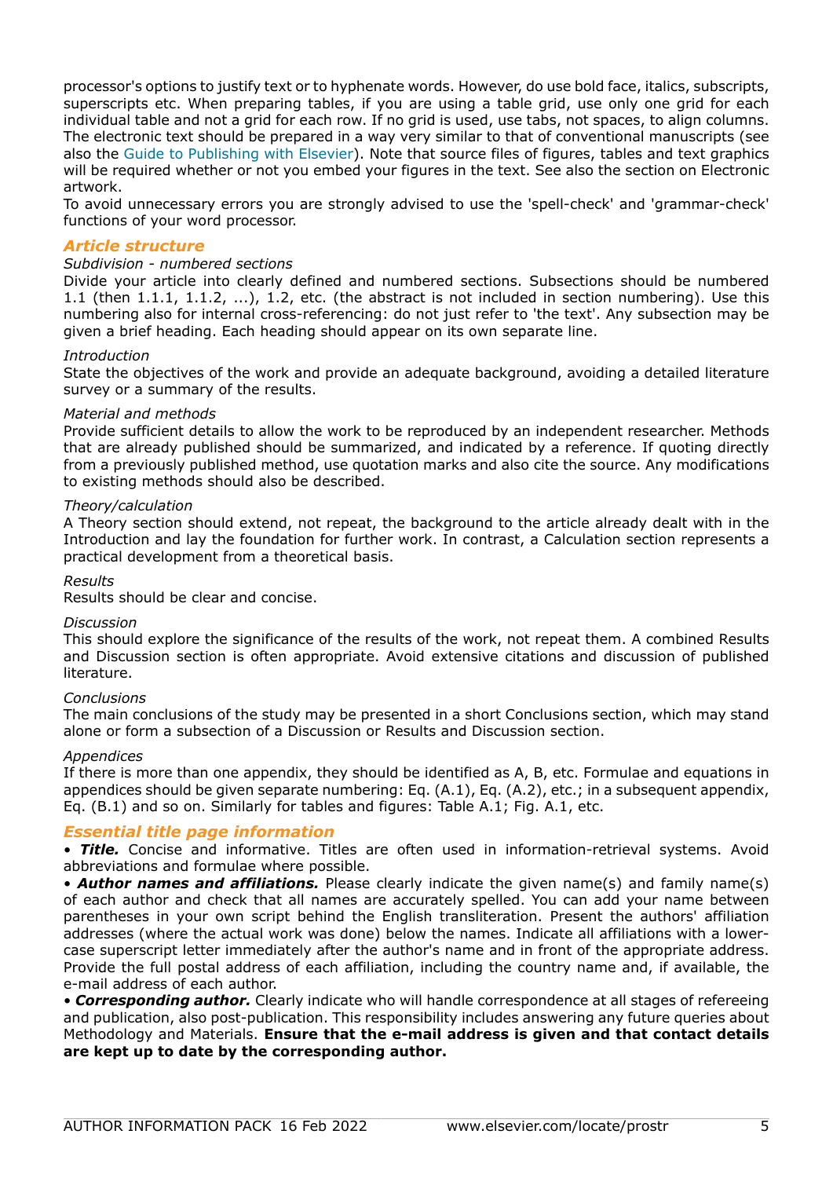processor's options to justify text or to hyphenate words. However, do use bold face, italics, subscripts, superscripts etc. When preparing tables, if you are using a table grid, use only one grid for each individual table and not a grid for each row. If no grid is used, use tabs, not spaces, to align columns. The electronic text should be prepared in a way very similar to that of conventional manuscripts (see also the Guide to Publishing with Elsevier). Note that source files of figures, tables and text graphics will be required whether or not you embed your figures in the text. See also the section on Electronic artwork.

To avoid unnecessary errors you are strongly advised to use the 'spell-check' and 'grammar-check' functions of your word processor.

## *Article structure*

*Subdivision - numbered sections*

Divide your article into clearly defined and numbered sections. Subsections should be numbered 1.1 (then 1.1.1, 1.1.2, ...), 1.2, etc. (the abstract is not included in section numbering). Use this numbering also for internal cross-referencing: do not just refer to 'the text'. Any subsection may be given a brief heading. Each heading should appear on its own separate line.

*Introduction*

State the objectives of the work and provide an adequate background, avoiding a detailed literature survey or a summary of the results.

*Material and methods*

Provide sufficient details to allow the work to be reproduced by an independent researcher. Methods that are already published should be summarized, and indicated by a reference. If quoting directly from a previously published method, use quotation marks and also cite the source. Any modifications to existing methods should also be described.

*Theory/calculation*

A Theory section should extend, not repeat, the background to the article already dealt with in the Introduction and lay the foundation for further work. In contrast, a Calculation section represents a practical development from a theoretical basis.

*Results*

Results should be clear and concise.

*Discussion*

This should explore the significance of the results of the work, not repeat them. A combined Results and Discussion section is often appropriate. Avoid extensive citations and discussion of published literature.

*Conclusions*

The main conclusions of the study may be presented in a short Conclusions section, which may stand alone or form a subsection of a Discussion or Results and Discussion section.

*Appendices*

If there is more than one appendix, they should be identified as A, B, etc. Formulae and equations in appendices should be given separate numbering: Eq. (A.1), Eq. (A.2), etc.; in a subsequent appendix, Eq. (B.1) and so on. Similarly for tables and figures: Table A.1; Fig. A.1, etc.

## *Essential title page information*

• ***Title.*** Concise and informative. Titles are often used in information-retrieval systems. Avoid abbreviations and formulae where possible.

• ***Author names and affiliations.*** Please clearly indicate the given name(s) and family name(s) of each author and check that all names are accurately spelled. You can add your name between parentheses in your own script behind the English transliteration. Present the authors' affiliation addresses (where the actual work was done) below the names. Indicate all affiliations with a lower-case superscript letter immediately after the author's name and in front of the appropriate address. Provide the full postal address of each affiliation, including the country name and, if available, the e-mail address of each author.

• ***Corresponding author.*** Clearly indicate who will handle correspondence at all stages of refereeing and publication, also post-publication. This responsibility includes answering any future queries about Methodology and Materials. **Ensure that the e-mail address is given and that contact details are kept up to date by the corresponding author.**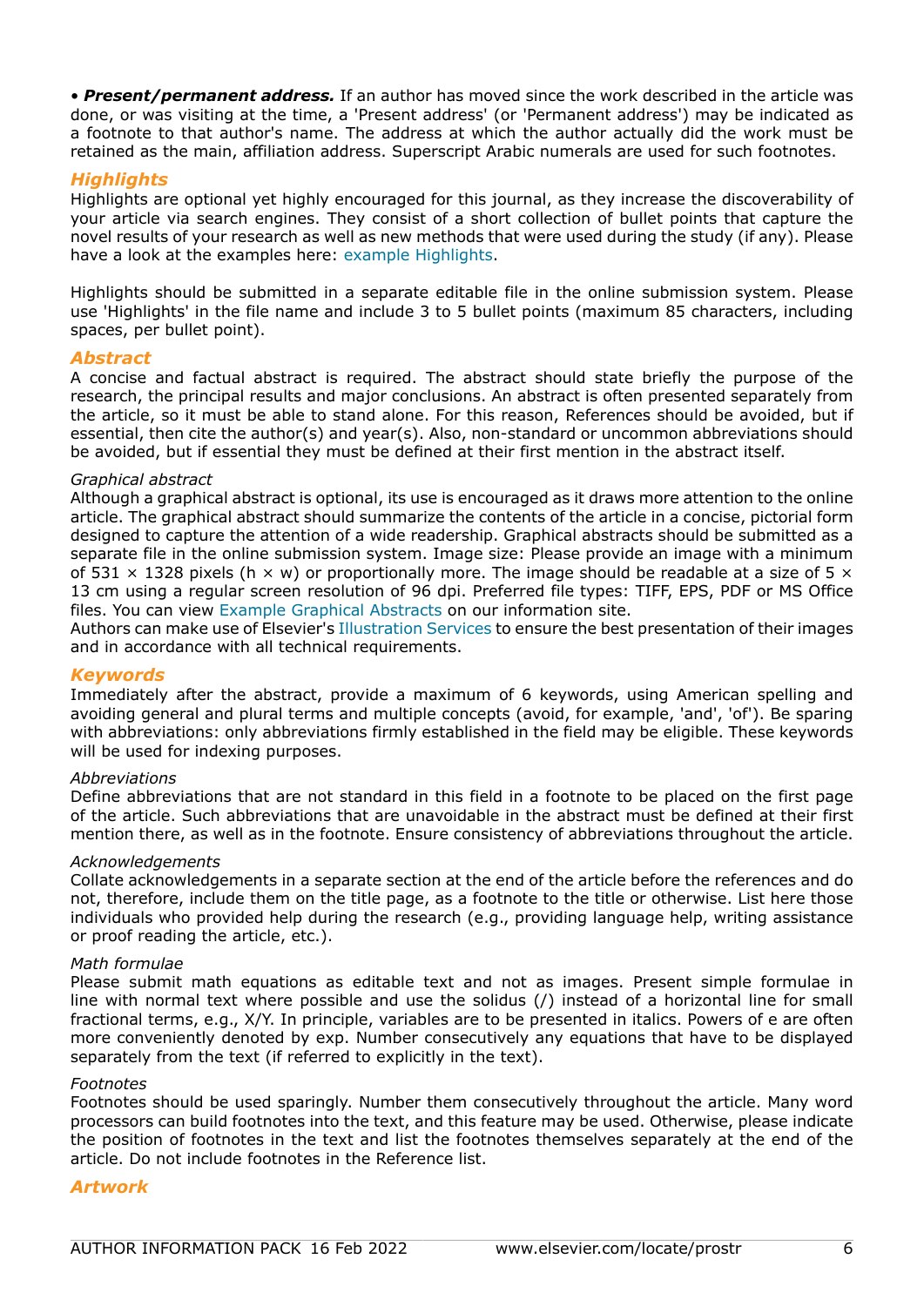• ***Present/permanent address.*** If an author has moved since the work described in the article was done, or was visiting at the time, a 'Present address' (or 'Permanent address') may be indicated as a footnote to that author's name. The address at which the author actually did the work must be retained as the main, affiliation address. Superscript Arabic numerals are used for such footnotes.

## *Highlights*

Highlights are optional yet highly encouraged for this journal, as they increase the discoverability of your article via search engines. They consist of a short collection of bullet points that capture the novel results of your research as well as new methods that were used during the study (if any). Please have a look at the examples here: example Highlights.

Highlights should be submitted in a separate editable file in the online submission system. Please use 'Highlights' in the file name and include 3 to 5 bullet points (maximum 85 characters, including spaces, per bullet point).

## *Abstract*

A concise and factual abstract is required. The abstract should state briefly the purpose of the research, the principal results and major conclusions. An abstract is often presented separately from the article, so it must be able to stand alone. For this reason, References should be avoided, but if essential, then cite the author(s) and year(s). Also, non-standard or uncommon abbreviations should be avoided, but if essential they must be defined at their first mention in the abstract itself.

*Graphical abstract*

Although a graphical abstract is optional, its use is encouraged as it draws more attention to the online article. The graphical abstract should summarize the contents of the article in a concise, pictorial form designed to capture the attention of a wide readership. Graphical abstracts should be submitted as a separate file in the online submission system. Image size: Please provide an image with a minimum of 531 × 1328 pixels (h × w) or proportionally more. The image should be readable at a size of 5 × 13 cm using a regular screen resolution of 96 dpi. Preferred file types: TIFF, EPS, PDF or MS Office files. You can view Example Graphical Abstracts on our information site.

Authors can make use of Elsevier's Illustration Services to ensure the best presentation of their images and in accordance with all technical requirements.

## *Keywords*

Immediately after the abstract, provide a maximum of 6 keywords, using American spelling and avoiding general and plural terms and multiple concepts (avoid, for example, 'and', 'of'). Be sparing with abbreviations: only abbreviations firmly established in the field may be eligible. These keywords will be used for indexing purposes.

*Abbreviations*

Define abbreviations that are not standard in this field in a footnote to be placed on the first page of the article. Such abbreviations that are unavoidable in the abstract must be defined at their first mention there, as well as in the footnote. Ensure consistency of abbreviations throughout the article.

*Acknowledgements*

Collate acknowledgements in a separate section at the end of the article before the references and do not, therefore, include them on the title page, as a footnote to the title or otherwise. List here those individuals who provided help during the research (e.g., providing language help, writing assistance or proof reading the article, etc.).

*Math formulae*

Please submit math equations as editable text and not as images. Present simple formulae in line with normal text where possible and use the solidus (/) instead of a horizontal line for small fractional terms, e.g., X/Y. In principle, variables are to be presented in italics. Powers of e are often more conveniently denoted by exp. Number consecutively any equations that have to be displayed separately from the text (if referred to explicitly in the text).

*Footnotes*

Footnotes should be used sparingly. Number them consecutively throughout the article. Many word processors can build footnotes into the text, and this feature may be used. Otherwise, please indicate the position of footnotes in the text and list the footnotes themselves separately at the end of the article. Do not include footnotes in the Reference list.

## *Artwork*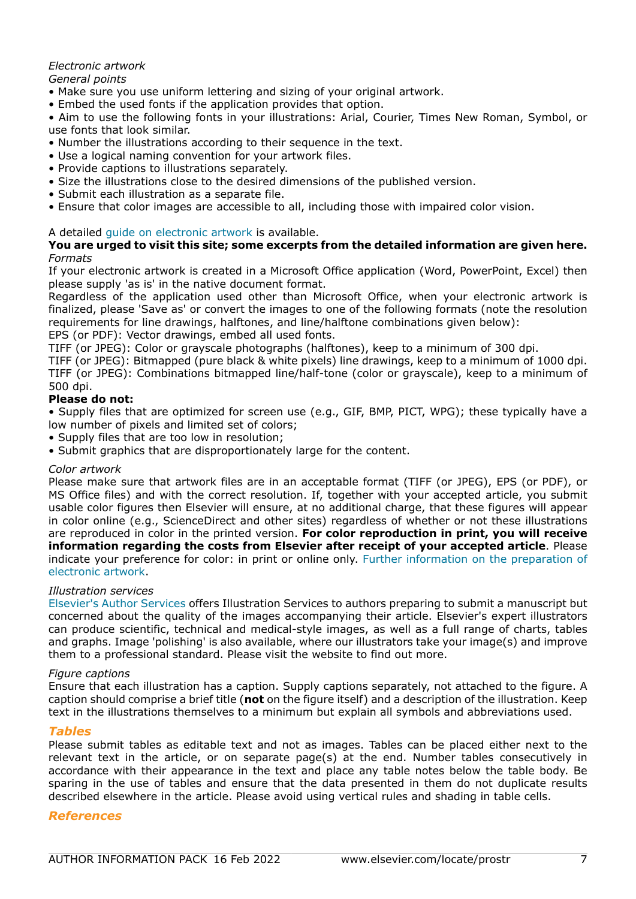*Electronic artwork*

*General points*

- Make sure you use uniform lettering and sizing of your original artwork.
- Embed the used fonts if the application provides that option.
- Aim to use the following fonts in your illustrations: Arial, Courier, Times New Roman, Symbol, or use fonts that look similar.
- Number the illustrations according to their sequence in the text.
- Use a logical naming convention for your artwork files.
- Provide captions to illustrations separately.
- Size the illustrations close to the desired dimensions of the published version.
- Submit each illustration as a separate file.
- Ensure that color images are accessible to all, including those with impaired color vision.

A detailed guide on electronic artwork is available.

**You are urged to visit this site; some excerpts from the detailed information are given here.**

*Formats*

If your electronic artwork is created in a Microsoft Office application (Word, PowerPoint, Excel) then please supply 'as is' in the native document format.

Regardless of the application used other than Microsoft Office, when your electronic artwork is finalized, please 'Save as' or convert the images to one of the following formats (note the resolution requirements for line drawings, halftones, and line/halftone combinations given below):

EPS (or PDF): Vector drawings, embed all used fonts.

TIFF (or JPEG): Color or grayscale photographs (halftones), keep to a minimum of 300 dpi.

TIFF (or JPEG): Bitmapped (pure black & white pixels) line drawings, keep to a minimum of 1000 dpi.

TIFF (or JPEG): Combinations bitmapped line/half-tone (color or grayscale), keep to a minimum of 500 dpi.

**Please do not:**

- Supply files that are optimized for screen use (e.g., GIF, BMP, PICT, WPG); these typically have a low number of pixels and limited set of colors;
- Supply files that are too low in resolution;
- Submit graphics that are disproportionately large for the content.

*Color artwork*

Please make sure that artwork files are in an acceptable format (TIFF (or JPEG), EPS (or PDF), or MS Office files) and with the correct resolution. If, together with your accepted article, you submit usable color figures then Elsevier will ensure, at no additional charge, that these figures will appear in color online (e.g., ScienceDirect and other sites) regardless of whether or not these illustrations are reproduced in color in the printed version. **For color reproduction in print, you will receive information regarding the costs from Elsevier after receipt of your accepted article**. Please indicate your preference for color: in print or online only. Further information on the preparation of electronic artwork.

*Illustration services*

Elsevier's Author Services offers Illustration Services to authors preparing to submit a manuscript but concerned about the quality of the images accompanying their article. Elsevier's expert illustrators can produce scientific, technical and medical-style images, as well as a full range of charts, tables and graphs. Image 'polishing' is also available, where our illustrators take your image(s) and improve them to a professional standard. Please visit the website to find out more.

*Figure captions*

Ensure that each illustration has a caption. Supply captions separately, not attached to the figure. A caption should comprise a brief title (**not** on the figure itself) and a description of the illustration. Keep text in the illustrations themselves to a minimum but explain all symbols and abbreviations used.

## *Tables*

Please submit tables as editable text and not as images. Tables can be placed either next to the relevant text in the article, or on separate page(s) at the end. Number tables consecutively in accordance with their appearance in the text and place any table notes below the table body. Be sparing in the use of tables and ensure that the data presented in them do not duplicate results described elsewhere in the article. Please avoid using vertical rules and shading in table cells.

## *References*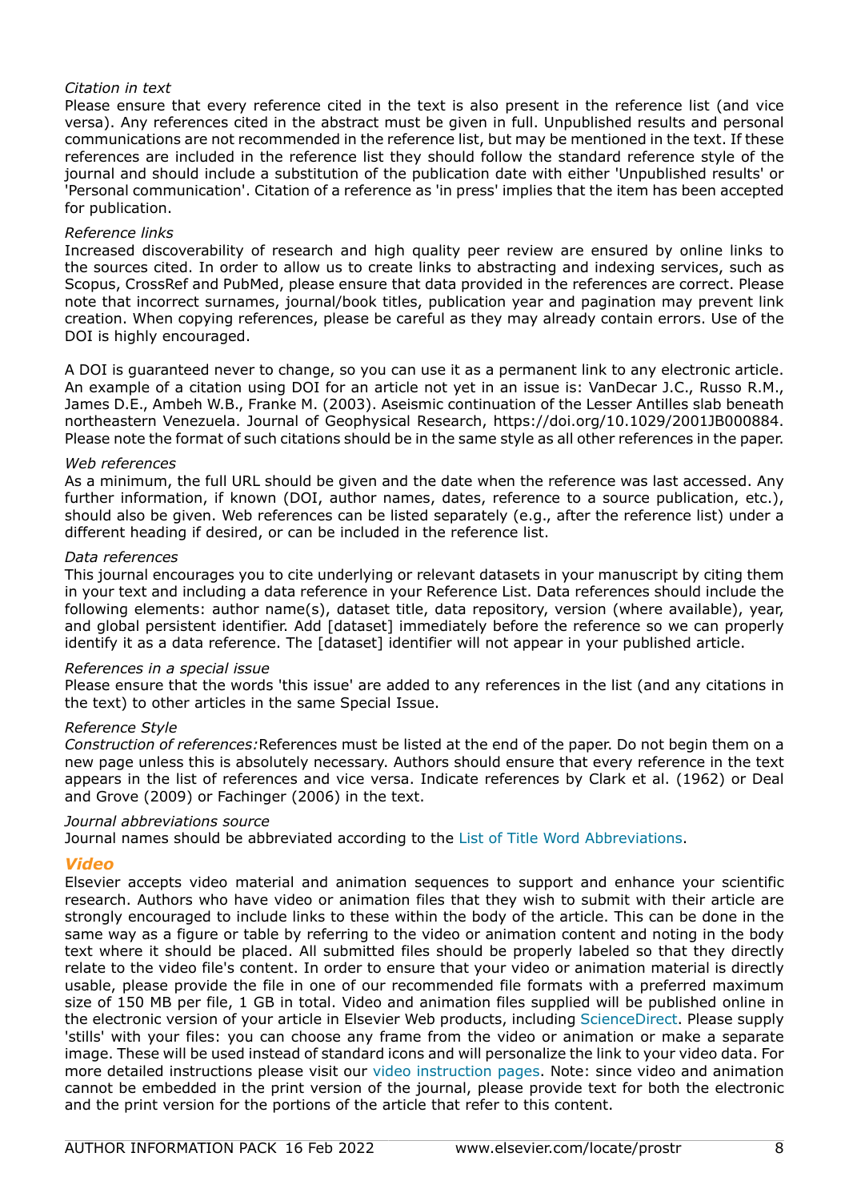*Citation in text*

Please ensure that every reference cited in the text is also present in the reference list (and vice versa). Any references cited in the abstract must be given in full. Unpublished results and personal communications are not recommended in the reference list, but may be mentioned in the text. If these references are included in the reference list they should follow the standard reference style of the journal and should include a substitution of the publication date with either 'Unpublished results' or 'Personal communication'. Citation of a reference as 'in press' implies that the item has been accepted for publication.

*Reference links*

Increased discoverability of research and high quality peer review are ensured by online links to the sources cited. In order to allow us to create links to abstracting and indexing services, such as Scopus, CrossRef and PubMed, please ensure that data provided in the references are correct. Please note that incorrect surnames, journal/book titles, publication year and pagination may prevent link creation. When copying references, please be careful as they may already contain errors. Use of the DOI is highly encouraged.

A DOI is guaranteed never to change, so you can use it as a permanent link to any electronic article. An example of a citation using DOI for an article not yet in an issue is: VanDecar J.C., Russo R.M., James D.E., Ambeh W.B., Franke M. (2003). Aseismic continuation of the Lesser Antilles slab beneath northeastern Venezuela. Journal of Geophysical Research, https://doi.org/10.1029/2001JB000884. Please note the format of such citations should be in the same style as all other references in the paper.

*Web references*

As a minimum, the full URL should be given and the date when the reference was last accessed. Any further information, if known (DOI, author names, dates, reference to a source publication, etc.), should also be given. Web references can be listed separately (e.g., after the reference list) under a different heading if desired, or can be included in the reference list.

*Data references*

This journal encourages you to cite underlying or relevant datasets in your manuscript by citing them in your text and including a data reference in your Reference List. Data references should include the following elements: author name(s), dataset title, data repository, version (where available), year, and global persistent identifier. Add [dataset] immediately before the reference so we can properly identify it as a data reference. The [dataset] identifier will not appear in your published article.

*References in a special issue*

Please ensure that the words 'this issue' are added to any references in the list (and any citations in the text) to other articles in the same Special Issue.

*Reference Style*

*Construction of references:* References must be listed at the end of the paper. Do not begin them on a new page unless this is absolutely necessary. Authors should ensure that every reference in the text appears in the list of references and vice versa. Indicate references by Clark et al. (1962) or Deal and Grove (2009) or Fachinger (2006) in the text.

*Journal abbreviations source*

Journal names should be abbreviated according to the List of Title Word Abbreviations.

### *Video*

Elsevier accepts video material and animation sequences to support and enhance your scientific research. Authors who have video or animation files that they wish to submit with their article are strongly encouraged to include links to these within the body of the article. This can be done in the same way as a figure or table by referring to the video or animation content and noting in the body text where it should be placed. All submitted files should be properly labeled so that they directly relate to the video file's content. In order to ensure that your video or animation material is directly usable, please provide the file in one of our recommended file formats with a preferred maximum size of 150 MB per file, 1 GB in total. Video and animation files supplied will be published online in the electronic version of your article in Elsevier Web products, including ScienceDirect. Please supply 'stills' with your files: you can choose any frame from the video or animation or make a separate image. These will be used instead of standard icons and will personalize the link to your video data. For more detailed instructions please visit our video instruction pages. Note: since video and animation cannot be embedded in the print version of the journal, please provide text for both the electronic and the print version for the portions of the article that refer to this content.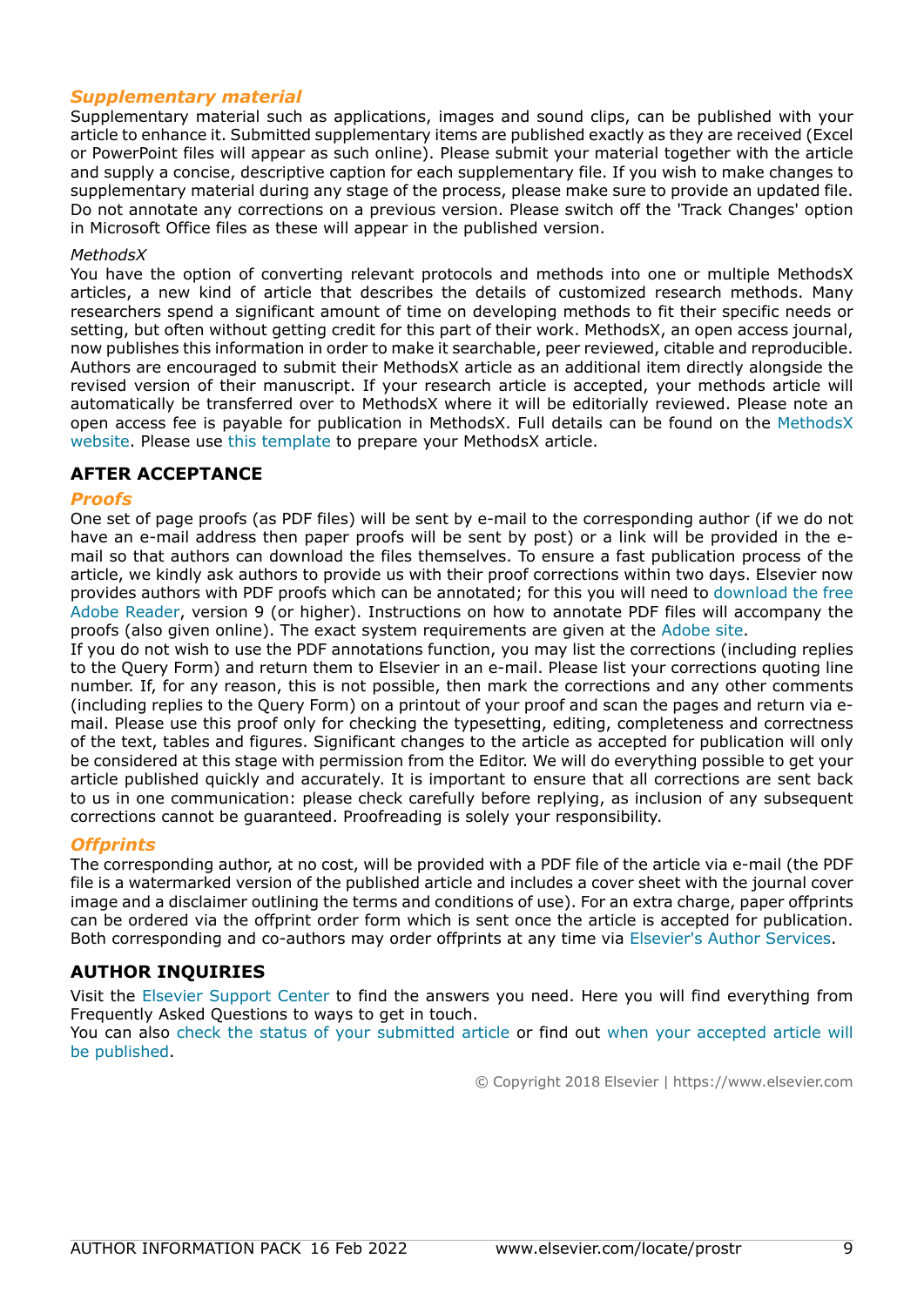### *Supplementary material*

Supplementary material such as applications, images and sound clips, can be published with your article to enhance it. Submitted supplementary items are published exactly as they are received (Excel or PowerPoint files will appear as such online). Please submit your material together with the article and supply a concise, descriptive caption for each supplementary file. If you wish to make changes to supplementary material during any stage of the process, please make sure to provide an updated file. Do not annotate any corrections on a previous version. Please switch off the 'Track Changes' option in Microsoft Office files as these will appear in the published version.

*MethodsX*

You have the option of converting relevant protocols and methods into one or multiple MethodsX articles, a new kind of article that describes the details of customized research methods. Many researchers spend a significant amount of time on developing methods to fit their specific needs or setting, but often without getting credit for this part of their work. MethodsX, an open access journal, now publishes this information in order to make it searchable, peer reviewed, citable and reproducible. Authors are encouraged to submit their MethodsX article as an additional item directly alongside the revised version of their manuscript. If your research article is accepted, your methods article will automatically be transferred over to MethodsX where it will be editorially reviewed. Please note an open access fee is payable for publication in MethodsX. Full details can be found on the MethodsX website. Please use this template to prepare your MethodsX article.

## AFTER ACCEPTANCE

### *Proofs*

One set of page proofs (as PDF files) will be sent by e-mail to the corresponding author (if we do not have an e-mail address then paper proofs will be sent by post) or a link will be provided in the e-mail so that authors can download the files themselves. To ensure a fast publication process of the article, we kindly ask authors to provide us with their proof corrections within two days. Elsevier now provides authors with PDF proofs which can be annotated; for this you will need to download the free Adobe Reader, version 9 (or higher). Instructions on how to annotate PDF files will accompany the proofs (also given online). The exact system requirements are given at the Adobe site.

If you do not wish to use the PDF annotations function, you may list the corrections (including replies to the Query Form) and return them to Elsevier in an e-mail. Please list your corrections quoting line number. If, for any reason, this is not possible, then mark the corrections and any other comments (including replies to the Query Form) on a printout of your proof and scan the pages and return via e-mail. Please use this proof only for checking the typesetting, editing, completeness and correctness of the text, tables and figures. Significant changes to the article as accepted for publication will only be considered at this stage with permission from the Editor. We will do everything possible to get your article published quickly and accurately. It is important to ensure that all corrections are sent back to us in one communication: please check carefully before replying, as inclusion of any subsequent corrections cannot be guaranteed. Proofreading is solely your responsibility.

### *Offprints*

The corresponding author, at no cost, will be provided with a PDF file of the article via e-mail (the PDF file is a watermarked version of the published article and includes a cover sheet with the journal cover image and a disclaimer outlining the terms and conditions of use). For an extra charge, paper offprints can be ordered via the offprint order form which is sent once the article is accepted for publication. Both corresponding and co-authors may order offprints at any time via Elsevier's Author Services.

## AUTHOR INQUIRIES

Visit the Elsevier Support Center to find the answers you need. Here you will find everything from Frequently Asked Questions to ways to get in touch.

You can also check the status of your submitted article or find out when your accepted article will be published.

© Copyright 2018 Elsevier | https://www.elsevier.com